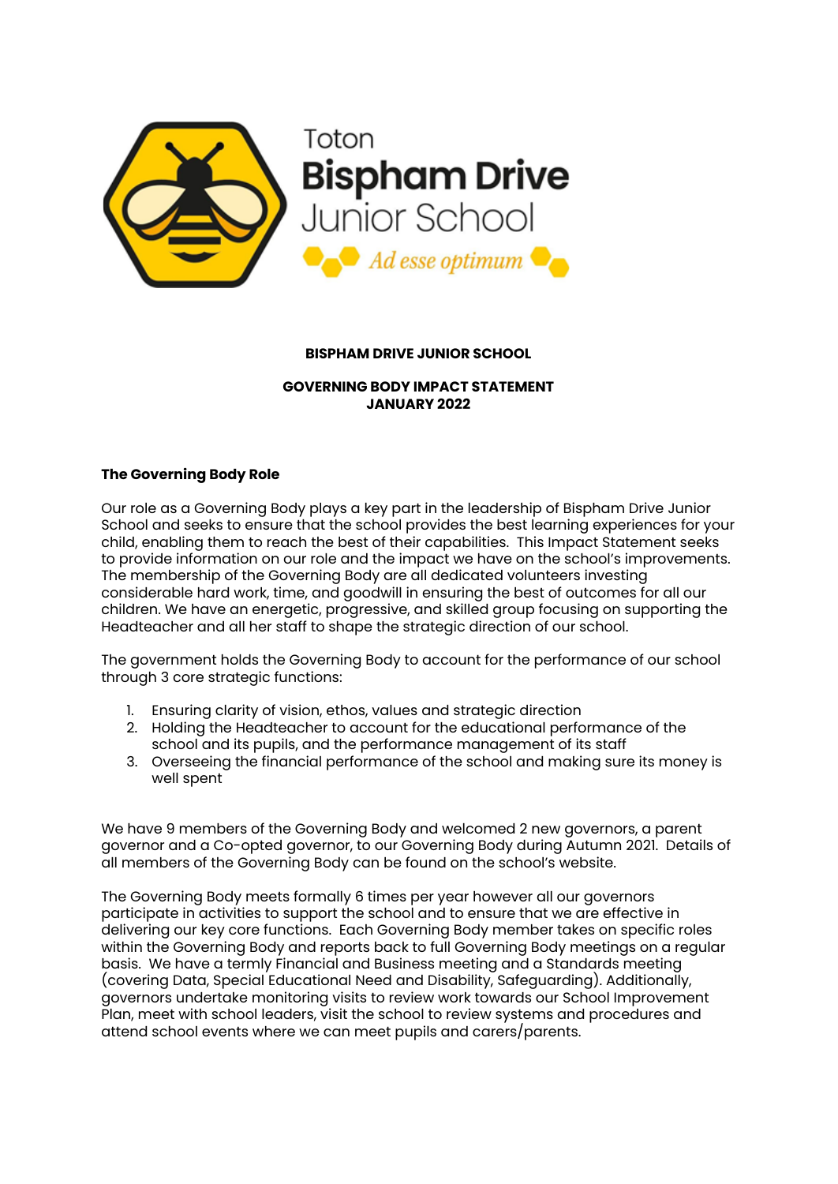Toton
**Bispham Drive**
Junior School
*Ad esse optimum*

**BISPHAM DRIVE JUNIOR SCHOOL**

**GOVERNING BODY IMPACT STATEMENT**
**JANUARY 2022**

### The Governing Body Role

Our role as a Governing Body plays a key part in the leadership of Bispham Drive Junior School and seeks to ensure that the school provides the best learning experiences for your child, enabling them to reach the best of their capabilities. This Impact Statement seeks to provide information on our role and the impact we have on the school's improvements. The membership of the Governing Body are all dedicated volunteers investing considerable hard work, time, and goodwill in ensuring the best of outcomes for all our children. We have an energetic, progressive, and skilled group focusing on supporting the Headteacher and all her staff to shape the strategic direction of our school.

The government holds the Governing Body to account for the performance of our school through 3 core strategic functions:

1. Ensuring clarity of vision, ethos, values and strategic direction
2. Holding the Headteacher to account for the educational performance of the school and its pupils, and the performance management of its staff
3. Overseeing the financial performance of the school and making sure its money is well spent

We have 9 members of the Governing Body and welcomed 2 new governors, a parent governor and a Co-opted governor, to our Governing Body during Autumn 2021. Details of all members of the Governing Body can be found on the school's website.

The Governing Body meets formally 6 times per year however all our governors participate in activities to support the school and to ensure that we are effective in delivering our key core functions. Each Governing Body member takes on specific roles within the Governing Body and reports back to full Governing Body meetings on a regular basis. We have a termly Financial and Business meeting and a Standards meeting (covering Data, Special Educational Need and Disability, Safeguarding). Additionally, governors undertake monitoring visits to review work towards our School Improvement Plan, meet with school leaders, visit the school to review systems and procedures and attend school events where we can meet pupils and carers/parents.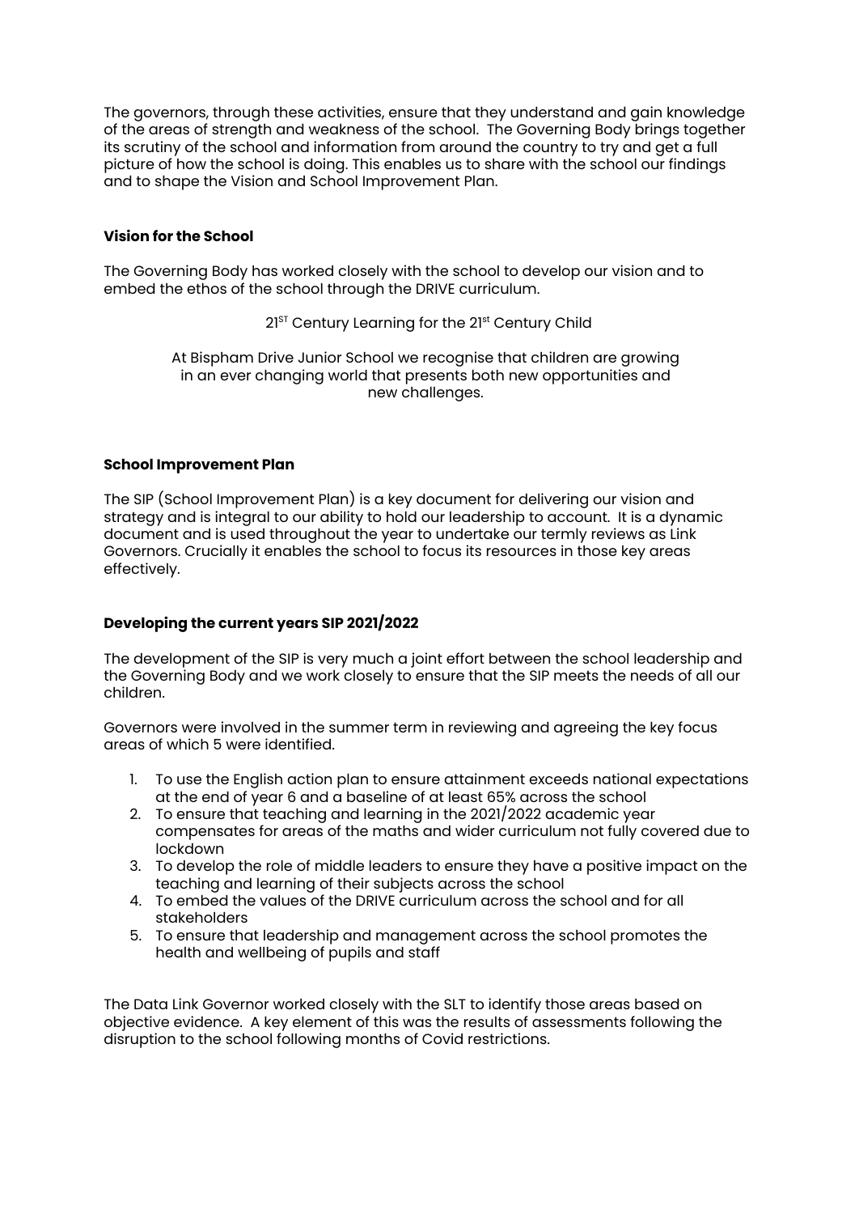The governors, through these activities, ensure that they understand and gain knowledge of the areas of strength and weakness of the school. The Governing Body brings together its scrutiny of the school and information from around the country to try and get a full picture of how the school is doing. This enables us to share with the school our findings and to shape the Vision and School Improvement Plan.

**Vision for the School**

The Governing Body has worked closely with the school to develop our vision and to embed the ethos of the school through the DRIVE curriculum.

21ST Century Learning for the 21st Century Child

At Bispham Drive Junior School we recognise that children are growing in an ever changing world that presents both new opportunities and new challenges.

**School Improvement Plan**

The SIP (School Improvement Plan) is a key document for delivering our vision and strategy and is integral to our ability to hold our leadership to account. It is a dynamic document and is used throughout the year to undertake our termly reviews as Link Governors. Crucially it enables the school to focus its resources in those key areas effectively.

**Developing the current years SIP 2021/2022**

The development of the SIP is very much a joint effort between the school leadership and the Governing Body and we work closely to ensure that the SIP meets the needs of all our children.

Governors were involved in the summer term in reviewing and agreeing the key focus areas of which 5 were identified.

1. To use the English action plan to ensure attainment exceeds national expectations at the end of year 6 and a baseline of at least 65% across the school
2. To ensure that teaching and learning in the 2021/2022 academic year compensates for areas of the maths and wider curriculum not fully covered due to lockdown
3. To develop the role of middle leaders to ensure they have a positive impact on the teaching and learning of their subjects across the school
4. To embed the values of the DRIVE curriculum across the school and for all stakeholders
5. To ensure that leadership and management across the school promotes the health and wellbeing of pupils and staff

The Data Link Governor worked closely with the SLT to identify those areas based on objective evidence. A key element of this was the results of assessments following the disruption to the school following months of Covid restrictions.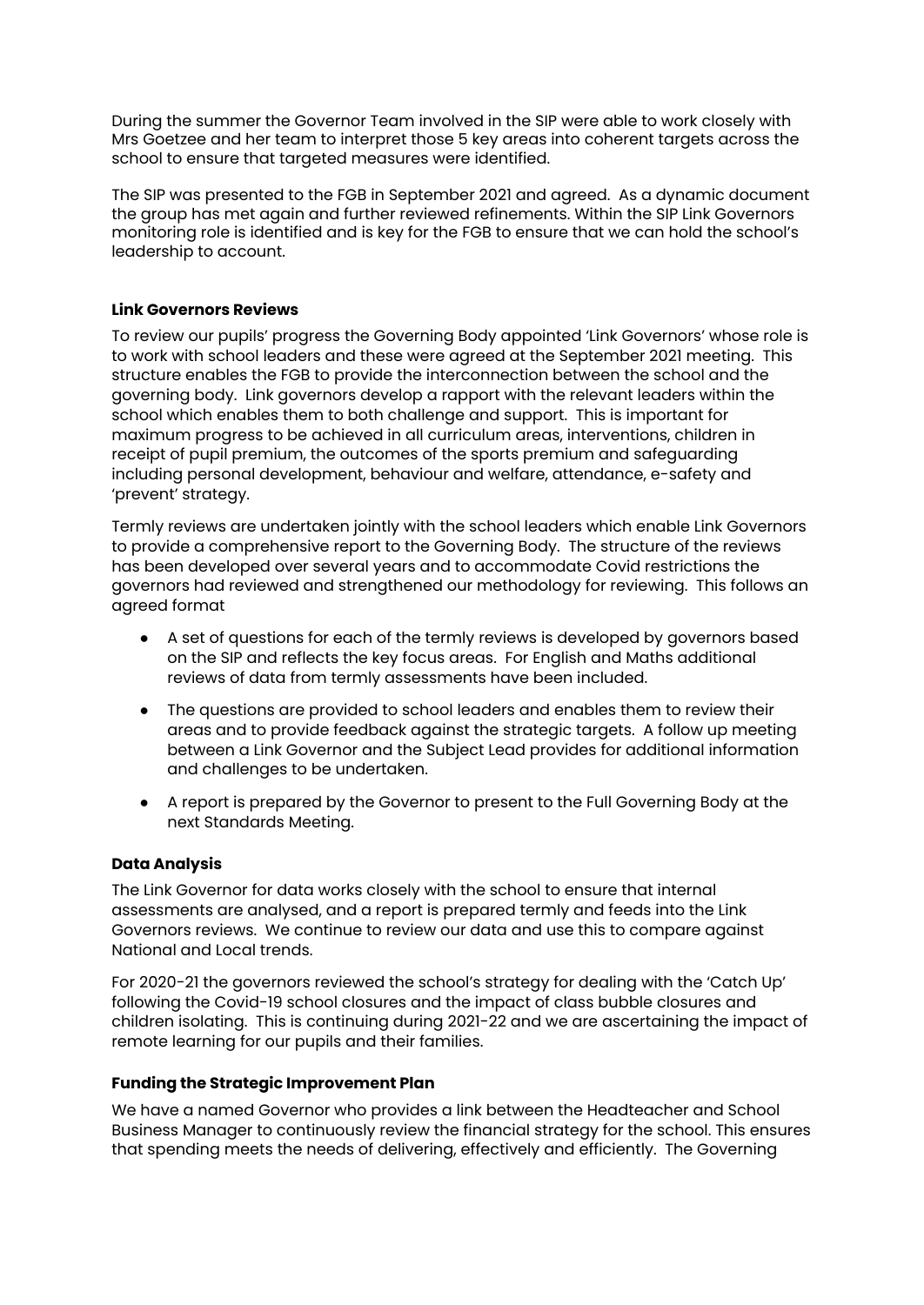During the summer the Governor Team involved in the SIP were able to work closely with Mrs Goetzee and her team to interpret those 5 key areas into coherent targets across the school to ensure that targeted measures were identified.

The SIP was presented to the FGB in September 2021 and agreed. As a dynamic document the group has met again and further reviewed refinements. Within the SIP Link Governors monitoring role is identified and is key for the FGB to ensure that we can hold the school's leadership to account.

**Link Governors Reviews**

To review our pupils' progress the Governing Body appointed 'Link Governors' whose role is to work with school leaders and these were agreed at the September 2021 meeting. This structure enables the FGB to provide the interconnection between the school and the governing body. Link governors develop a rapport with the relevant leaders within the school which enables them to both challenge and support. This is important for maximum progress to be achieved in all curriculum areas, interventions, children in receipt of pupil premium, the outcomes of the sports premium and safeguarding including personal development, behaviour and welfare, attendance, e-safety and 'prevent' strategy.

Termly reviews are undertaken jointly with the school leaders which enable Link Governors to provide a comprehensive report to the Governing Body. The structure of the reviews has been developed over several years and to accommodate Covid restrictions the governors had reviewed and strengthened our methodology for reviewing. This follows an agreed format

- A set of questions for each of the termly reviews is developed by governors based on the SIP and reflects the key focus areas. For English and Maths additional reviews of data from termly assessments have been included.
- The questions are provided to school leaders and enables them to review their areas and to provide feedback against the strategic targets. A follow up meeting between a Link Governor and the Subject Lead provides for additional information and challenges to be undertaken.
- A report is prepared by the Governor to present to the Full Governing Body at the next Standards Meeting.

**Data Analysis**

The Link Governor for data works closely with the school to ensure that internal assessments are analysed, and a report is prepared termly and feeds into the Link Governors reviews. We continue to review our data and use this to compare against National and Local trends.

For 2020-21 the governors reviewed the school's strategy for dealing with the 'Catch Up' following the Covid-19 school closures and the impact of class bubble closures and children isolating. This is continuing during 2021-22 and we are ascertaining the impact of remote learning for our pupils and their families.

**Funding the Strategic Improvement Plan**

We have a named Governor who provides a link between the Headteacher and School Business Manager to continuously review the financial strategy for the school. This ensures that spending meets the needs of delivering, effectively and efficiently. The Governing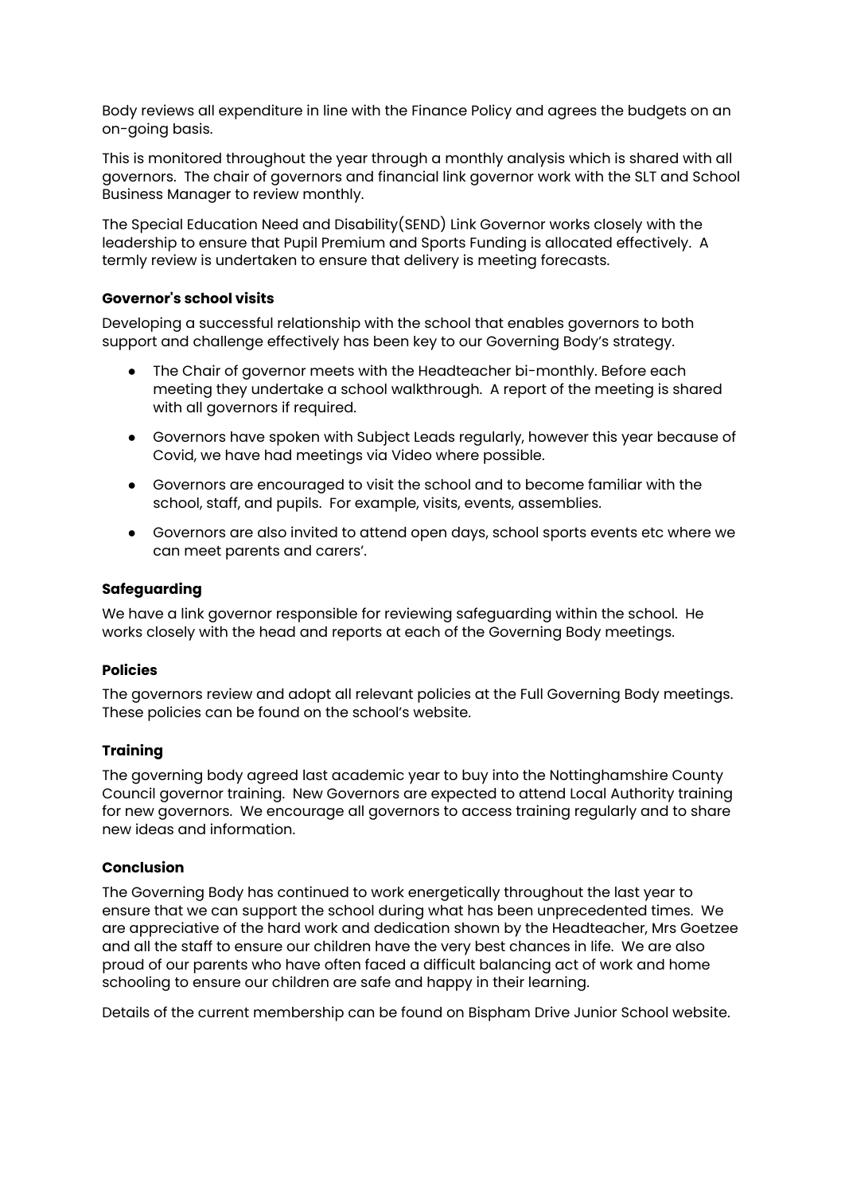Body reviews all expenditure in line with the Finance Policy and agrees the budgets on an on-going basis.

This is monitored throughout the year through a monthly analysis which is shared with all governors. The chair of governors and financial link governor work with the SLT and School Business Manager to review monthly.

The Special Education Need and Disability(SEND) Link Governor works closely with the leadership to ensure that Pupil Premium and Sports Funding is allocated effectively. A termly review is undertaken to ensure that delivery is meeting forecasts.

**Governor's school visits**

Developing a successful relationship with the school that enables governors to both support and challenge effectively has been key to our Governing Body's strategy.

- The Chair of governor meets with the Headteacher bi-monthly. Before each meeting they undertake a school walkthrough. A report of the meeting is shared with all governors if required.
- Governors have spoken with Subject Leads regularly, however this year because of Covid, we have had meetings via Video where possible.
- Governors are encouraged to visit the school and to become familiar with the school, staff, and pupils. For example, visits, events, assemblies.
- Governors are also invited to attend open days, school sports events etc where we can meet parents and carers'.

**Safeguarding**

We have a link governor responsible for reviewing safeguarding within the school. He works closely with the head and reports at each of the Governing Body meetings.

**Policies**

The governors review and adopt all relevant policies at the Full Governing Body meetings. These policies can be found on the school's website.

**Training**

The governing body agreed last academic year to buy into the Nottinghamshire County Council governor training. New Governors are expected to attend Local Authority training for new governors. We encourage all governors to access training regularly and to share new ideas and information.

**Conclusion**

The Governing Body has continued to work energetically throughout the last year to ensure that we can support the school during what has been unprecedented times. We are appreciative of the hard work and dedication shown by the Headteacher, Mrs Goetzee and all the staff to ensure our children have the very best chances in life. We are also proud of our parents who have often faced a difficult balancing act of work and home schooling to ensure our children are safe and happy in their learning.

Details of the current membership can be found on Bispham Drive Junior School website.